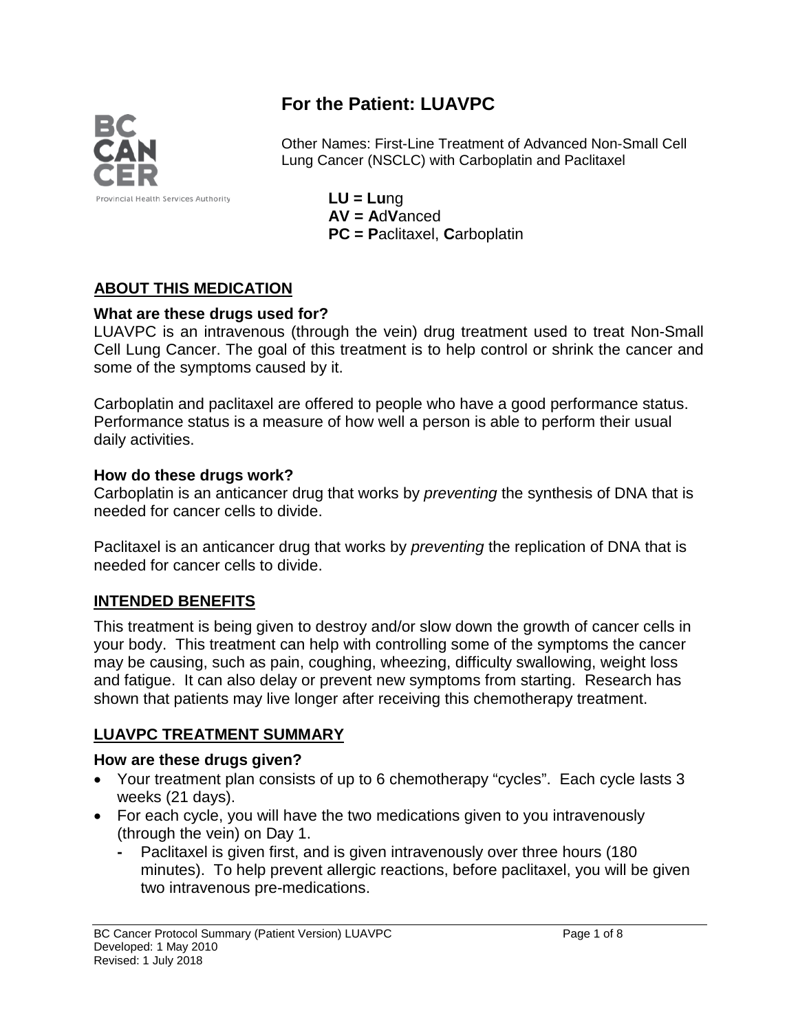# For the Patient: LUAVPC

Other Names: First-Line Treatment of Advanced Non-Small Cell Lung Cancer (NSCLC) with Carboplatin and Paclitaxel

**LU = Lu**ng
**AV = A**d**V**anced
**PC = P**aclitaxel, **C**arboplatin

## ABOUT THIS MEDICATION

### What are these drugs used for?

LUAVPC is an intravenous (through the vein) drug treatment used to treat Non-Small Cell Lung Cancer. The goal of this treatment is to help control or shrink the cancer and some of the symptoms caused by it.

Carboplatin and paclitaxel are offered to people who have a good performance status. Performance status is a measure of how well a person is able to perform their usual daily activities.

### How do these drugs work?

Carboplatin is an anticancer drug that works by *preventing* the synthesis of DNA that is needed for cancer cells to divide.

Paclitaxel is an anticancer drug that works by *preventing* the replication of DNA that is needed for cancer cells to divide.

## INTENDED BENEFITS

This treatment is being given to destroy and/or slow down the growth of cancer cells in your body. This treatment can help with controlling some of the symptoms the cancer may be causing, such as pain, coughing, wheezing, difficulty swallowing, weight loss and fatigue. It can also delay or prevent new symptoms from starting. Research has shown that patients may live longer after receiving this chemotherapy treatment.

## LUAVPC TREATMENT SUMMARY

### How are these drugs given?

- Your treatment plan consists of up to 6 chemotherapy "cycles". Each cycle lasts 3 weeks (21 days).
- For each cycle, you will have the two medications given to you intravenously (through the vein) on Day 1.
  - Paclitaxel is given first, and is given intravenously over three hours (180 minutes). To help prevent allergic reactions, before paclitaxel, you will be given two intravenous pre-medications.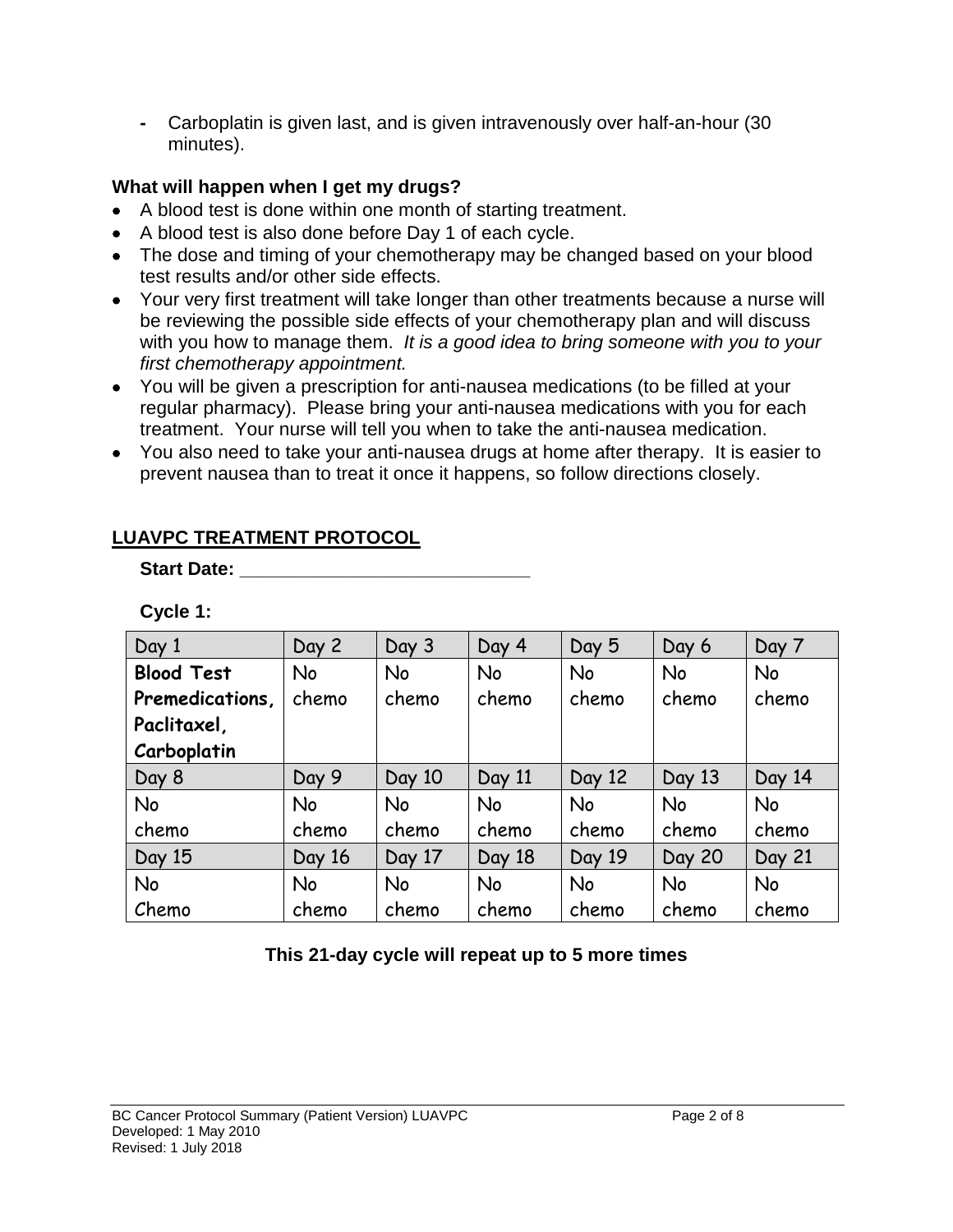- Carboplatin is given last, and is given intravenously over half-an-hour (30 minutes).

### What will happen when I get my drugs?

- A blood test is done within one month of starting treatment.
- A blood test is also done before Day 1 of each cycle.
- The dose and timing of your chemotherapy may be changed based on your blood test results and/or other side effects.
- Your very first treatment will take longer than other treatments because a nurse will be reviewing the possible side effects of your chemotherapy plan and will discuss with you how to manage them. *It is a good idea to bring someone with you to your first chemotherapy appointment.*
- You will be given a prescription for anti-nausea medications (to be filled at your regular pharmacy). Please bring your anti-nausea medications with you for each treatment. Your nurse will tell you when to take the anti-nausea medication.
- You also need to take your anti-nausea drugs at home after therapy. It is easier to prevent nausea than to treat it once it happens, so follow directions closely.

## LUAVPC TREATMENT PROTOCOL

**Start Date: ____________________________**

**Cycle 1:**

| Day 1 | Day 2 | Day 3 | Day 4 | Day 5 | Day 6 | Day 7 |
|---|---|---|---|---|---|---|
| **Blood Test Premedications, Paclitaxel, Carboplatin** | No chemo | No chemo | No chemo | No chemo | No chemo | No chemo |
| Day 8 | Day 9 | Day 10 | Day 11 | Day 12 | Day 13 | Day 14 |
| No chemo | No chemo | No chemo | No chemo | No chemo | No chemo | No chemo |
| Day 15 | Day 16 | Day 17 | Day 18 | Day 19 | Day 20 | Day 21 |
| No Chemo | No chemo | No chemo | No chemo | No chemo | No chemo | No chemo |

**This 21-day cycle will repeat up to 5 more times**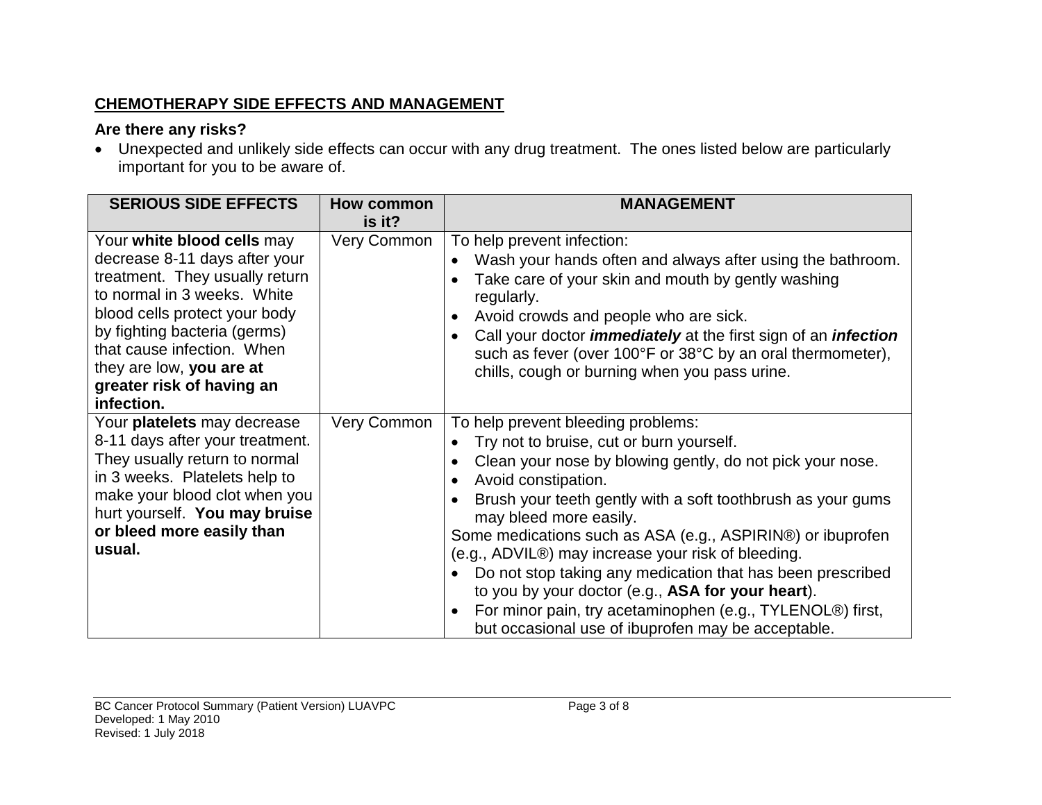## CHEMOTHERAPY SIDE EFFECTS AND MANAGEMENT

**Are there any risks?**

- Unexpected and unlikely side effects can occur with any drug treatment. The ones listed below are particularly important for you to be aware of.

| SERIOUS SIDE EFFECTS | How common is it? | MANAGEMENT |
|---|---|---|
| Your **white blood cells** may decrease 8-11 days after your treatment. They usually return to normal in 3 weeks. White blood cells protect your body by fighting bacteria (germs) that cause infection. When they are low, **you are at greater risk of having an infection.** | Very Common | To help prevent infection:<br>• Wash your hands often and always after using the bathroom.<br>• Take care of your skin and mouth by gently washing regularly.<br>• Avoid crowds and people who are sick.<br>• Call your doctor ***immediately*** at the first sign of an ***infection*** such as fever (over 100°F or 38°C by an oral thermometer), chills, cough or burning when you pass urine. |
| Your **platelets** may decrease 8-11 days after your treatment. They usually return to normal in 3 weeks. Platelets help to make your blood clot when you hurt yourself. **You may bruise or bleed more easily than usual.** | Very Common | To help prevent bleeding problems:<br>• Try not to bruise, cut or burn yourself.<br>• Clean your nose by blowing gently, do not pick your nose.<br>• Avoid constipation.<br>• Brush your teeth gently with a soft toothbrush as your gums may bleed more easily.<br>Some medications such as ASA (e.g., ASPIRIN®) or ibuprofen (e.g., ADVIL®) may increase your risk of bleeding.<br>• Do not stop taking any medication that has been prescribed to you by your doctor (e.g., **ASA for your heart**).<br>• For minor pain, try acetaminophen (e.g., TYLENOL®) first, but occasional use of ibuprofen may be acceptable. |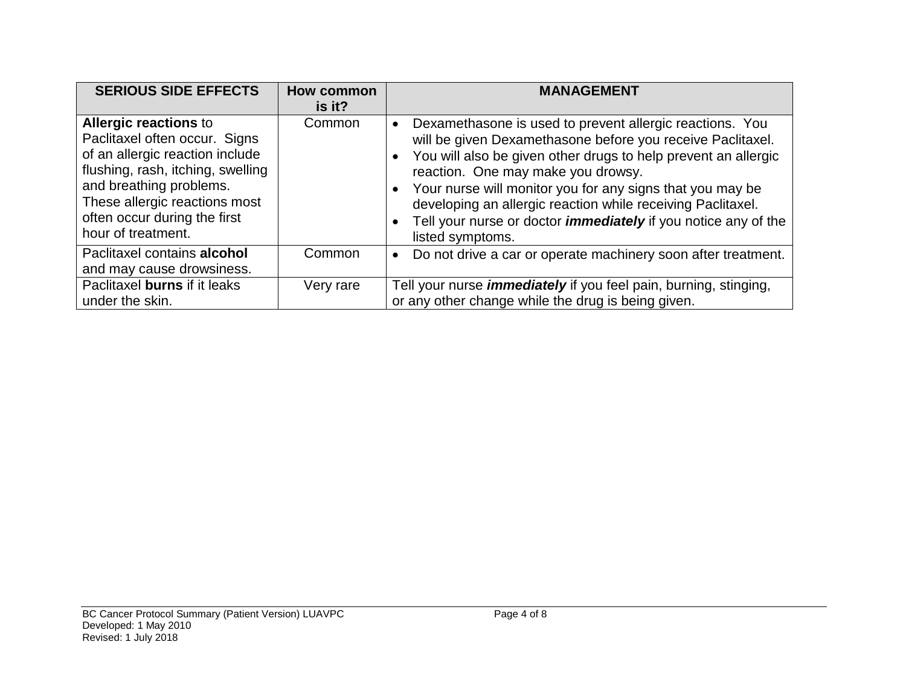| SERIOUS SIDE EFFECTS | How common is it? | MANAGEMENT |
|---|---|---|
| **Allergic reactions** to Paclitaxel often occur. Signs of an allergic reaction include flushing, rash, itching, swelling and breathing problems. These allergic reactions most often occur during the first hour of treatment. | Common | • Dexamethasone is used to prevent allergic reactions. You will be given Dexamethasone before you receive Paclitaxel.<br>• You will also be given other drugs to help prevent an allergic reaction. One may make you drowsy.<br>• Your nurse will monitor you for any signs that you may be developing an allergic reaction while receiving Paclitaxel.<br>• Tell your nurse or doctor ***immediately*** if you notice any of the listed symptoms. |
| Paclitaxel contains **alcohol** and may cause drowsiness. | Common | • Do not drive a car or operate machinery soon after treatment. |
| Paclitaxel **burns** if it leaks under the skin. | Very rare | Tell your nurse ***immediately*** if you feel pain, burning, stinging, or any other change while the drug is being given. |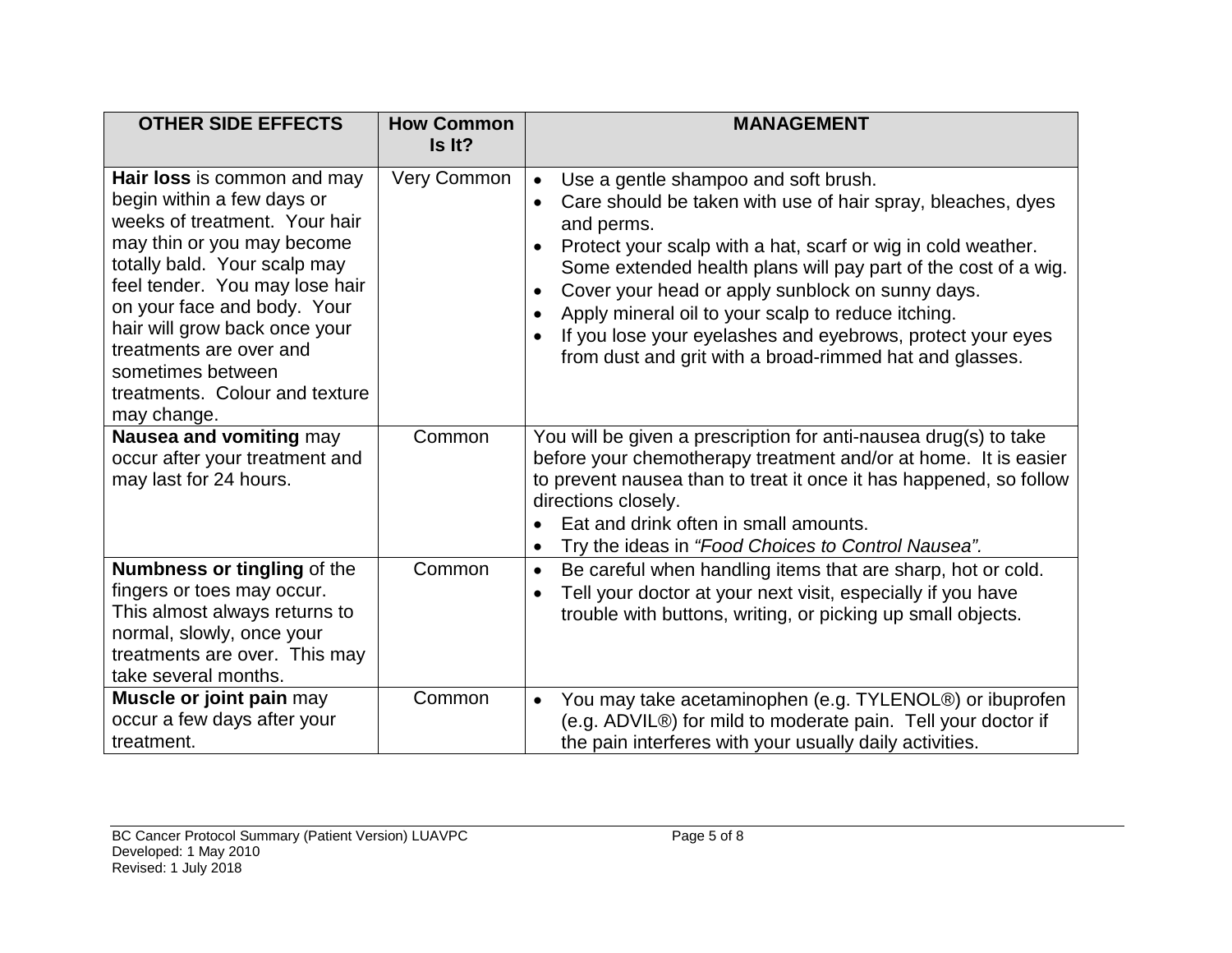| OTHER SIDE EFFECTS | How Common Is It? | MANAGEMENT |
|---|---|---|
| **Hair loss** is common and may begin within a few days or weeks of treatment. Your hair may thin or you may become totally bald. Your scalp may feel tender. You may lose hair on your face and body. Your hair will grow back once your treatments are over and sometimes between treatments. Colour and texture may change. | Very Common | • Use a gentle shampoo and soft brush.<br>• Care should be taken with use of hair spray, bleaches, dyes and perms.<br>• Protect your scalp with a hat, scarf or wig in cold weather. Some extended health plans will pay part of the cost of a wig.<br>• Cover your head or apply sunblock on sunny days.<br>• Apply mineral oil to your scalp to reduce itching.<br>• If you lose your eyelashes and eyebrows, protect your eyes from dust and grit with a broad-rimmed hat and glasses. |
| **Nausea and vomiting** may occur after your treatment and may last for 24 hours. | Common | You will be given a prescription for anti-nausea drug(s) to take before your chemotherapy treatment and/or at home. It is easier to prevent nausea than to treat it once it has happened, so follow directions closely.<br>• Eat and drink often in small amounts.<br>• Try the ideas in *"Food Choices to Control Nausea".* |
| **Numbness or tingling** of the fingers or toes may occur. This almost always returns to normal, slowly, once your treatments are over. This may take several months. | Common | • Be careful when handling items that are sharp, hot or cold.<br>• Tell your doctor at your next visit, especially if you have trouble with buttons, writing, or picking up small objects. |
| **Muscle or joint pain** may occur a few days after your treatment. | Common | • You may take acetaminophen (e.g. TYLENOL®) or ibuprofen (e.g. ADVIL®) for mild to moderate pain. Tell your doctor if the pain interferes with your usually daily activities. |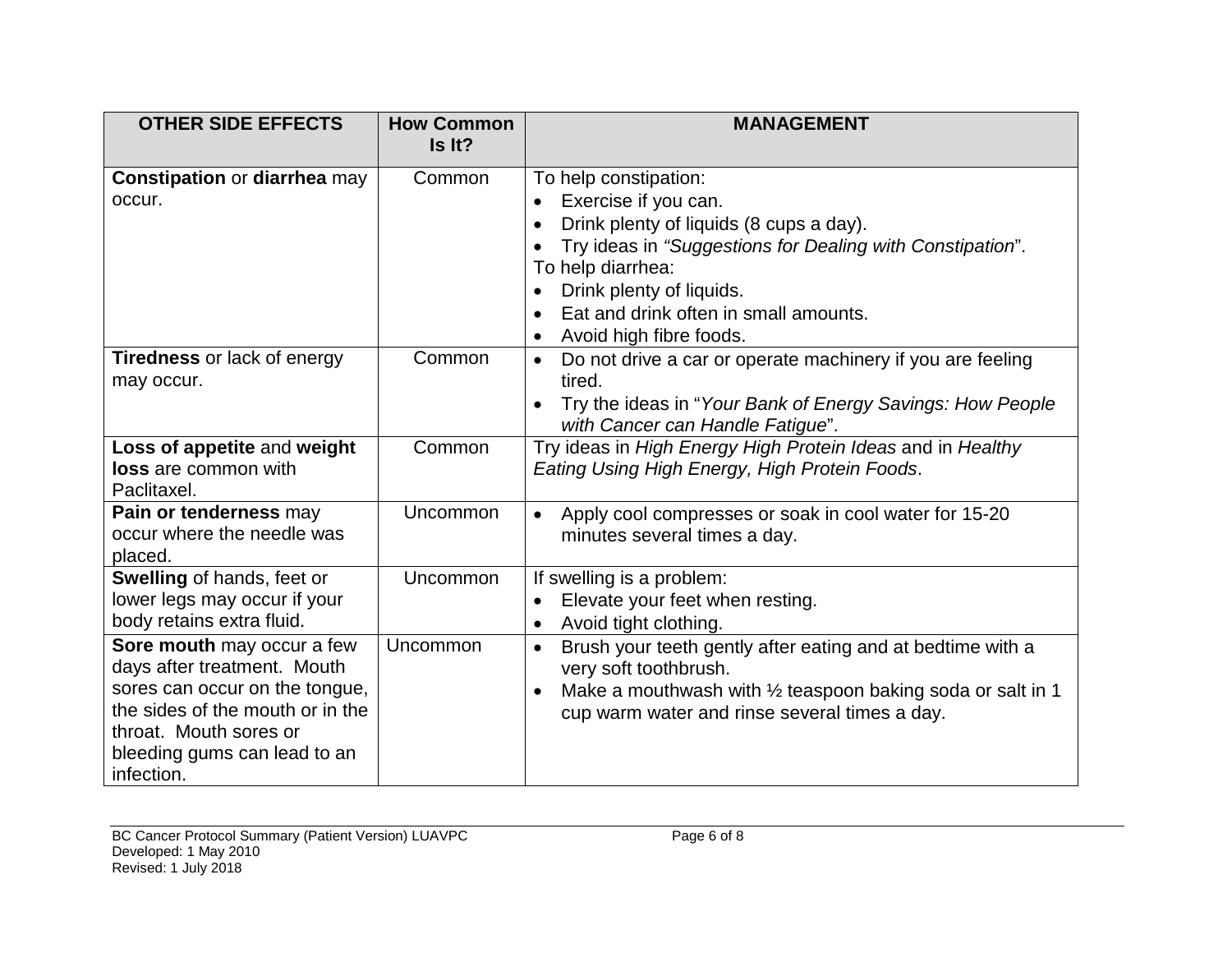| OTHER SIDE EFFECTS | How Common Is It? | MANAGEMENT |
|---|---|---|
| **Constipation** or **diarrhea** may occur. | Common | To help constipation:<br>• Exercise if you can.<br>• Drink plenty of liquids (8 cups a day).<br>• Try ideas in *"Suggestions for Dealing with Constipation*".<br>To help diarrhea:<br>• Drink plenty of liquids.<br>• Eat and drink often in small amounts.<br>• Avoid high fibre foods. |
| **Tiredness** or lack of energy may occur. | Common | • Do not drive a car or operate machinery if you are feeling tired.<br>• Try the ideas in "*Your Bank of Energy Savings: How People with Cancer can Handle Fatigue*". |
| **Loss of appetite** and **weight loss** are common with Paclitaxel. | Common | Try ideas in *High Energy High Protein Ideas* and in *Healthy Eating Using High Energy, High Protein Foods*. |
| **Pain or tenderness** may occur where the needle was placed. | Uncommon | • Apply cool compresses or soak in cool water for 15-20 minutes several times a day. |
| **Swelling** of hands, feet or lower legs may occur if your body retains extra fluid. | Uncommon | If swelling is a problem:<br>• Elevate your feet when resting.<br>• Avoid tight clothing. |
| **Sore mouth** may occur a few days after treatment. Mouth sores can occur on the tongue, the sides of the mouth or in the throat. Mouth sores or bleeding gums can lead to an infection. | Uncommon | • Brush your teeth gently after eating and at bedtime with a very soft toothbrush.<br>• Make a mouthwash with ½ teaspoon baking soda or salt in 1 cup warm water and rinse several times a day. |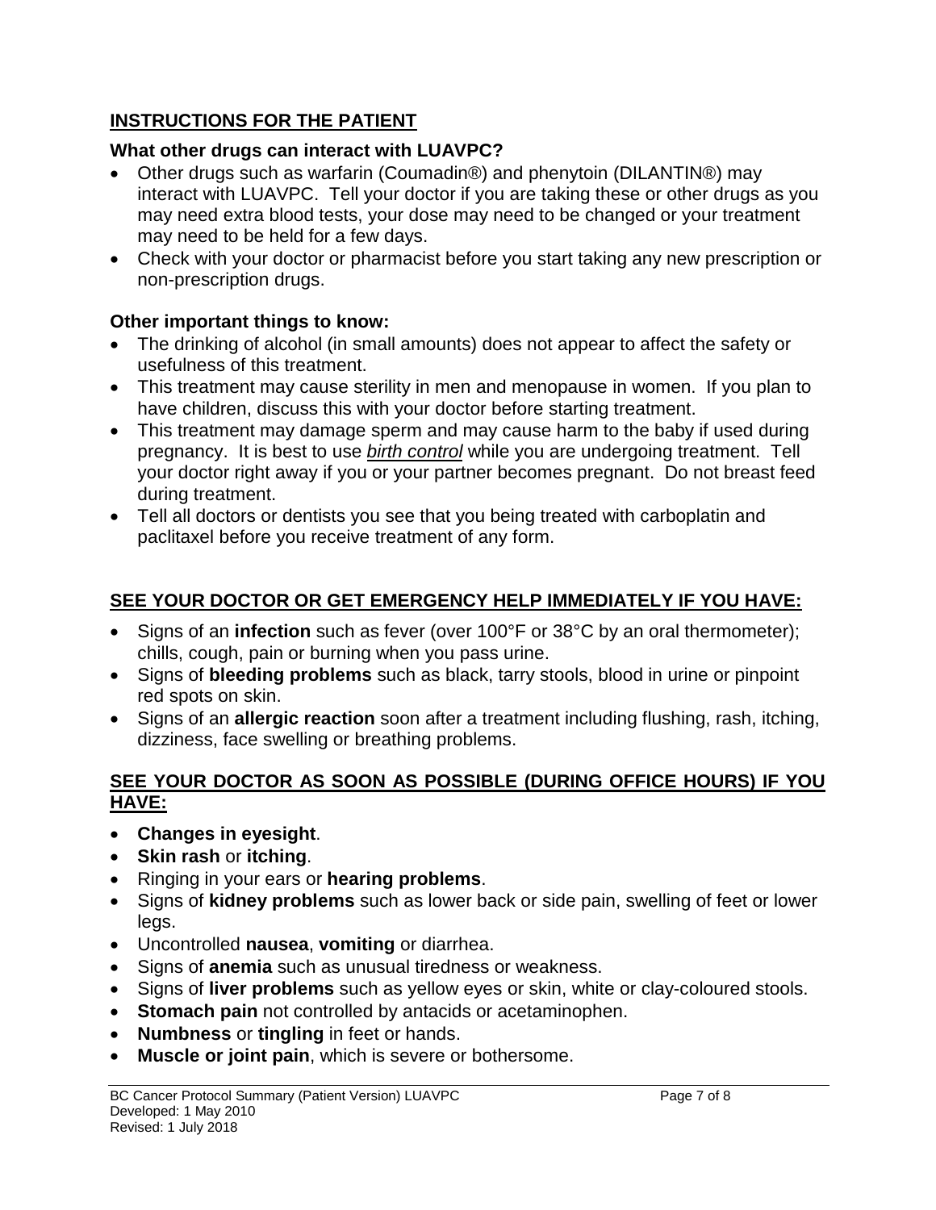## **INSTRUCTIONS FOR THE PATIENT**

### What other drugs can interact with LUAVPC?

- Other drugs such as warfarin (Coumadin®) and phenytoin (DILANTIN®) may interact with LUAVPC. Tell your doctor if you are taking these or other drugs as you may need extra blood tests, your dose may need to be changed or your treatment may need to be held for a few days.
- Check with your doctor or pharmacist before you start taking any new prescription or non-prescription drugs.

### Other important things to know:

- The drinking of alcohol (in small amounts) does not appear to affect the safety or usefulness of this treatment.
- This treatment may cause sterility in men and menopause in women. If you plan to have children, discuss this with your doctor before starting treatment.
- This treatment may damage sperm and may cause harm to the baby if used during pregnancy. It is best to use ***birth control*** while you are undergoing treatment. Tell your doctor right away if you or your partner becomes pregnant. Do not breast feed during treatment.
- Tell all doctors or dentists you see that you being treated with carboplatin and paclitaxel before you receive treatment of any form.

## **SEE YOUR DOCTOR OR GET EMERGENCY HELP IMMEDIATELY IF YOU HAVE:**

- Signs of an **infection** such as fever (over 100°F or 38°C by an oral thermometer); chills, cough, pain or burning when you pass urine.
- Signs of **bleeding problems** such as black, tarry stools, blood in urine or pinpoint red spots on skin.
- Signs of an **allergic reaction** soon after a treatment including flushing, rash, itching, dizziness, face swelling or breathing problems.

## **SEE YOUR DOCTOR AS SOON AS POSSIBLE (DURING OFFICE HOURS) IF YOU HAVE:**

- **Changes in eyesight**.
- **Skin rash** or **itching**.
- Ringing in your ears or **hearing problems**.
- Signs of **kidney problems** such as lower back or side pain, swelling of feet or lower legs.
- Uncontrolled **nausea**, **vomiting** or diarrhea.
- Signs of **anemia** such as unusual tiredness or weakness.
- Signs of **liver problems** such as yellow eyes or skin, white or clay-coloured stools.
- **Stomach pain** not controlled by antacids or acetaminophen.
- **Numbness** or **tingling** in feet or hands.
- **Muscle or joint pain**, which is severe or bothersome.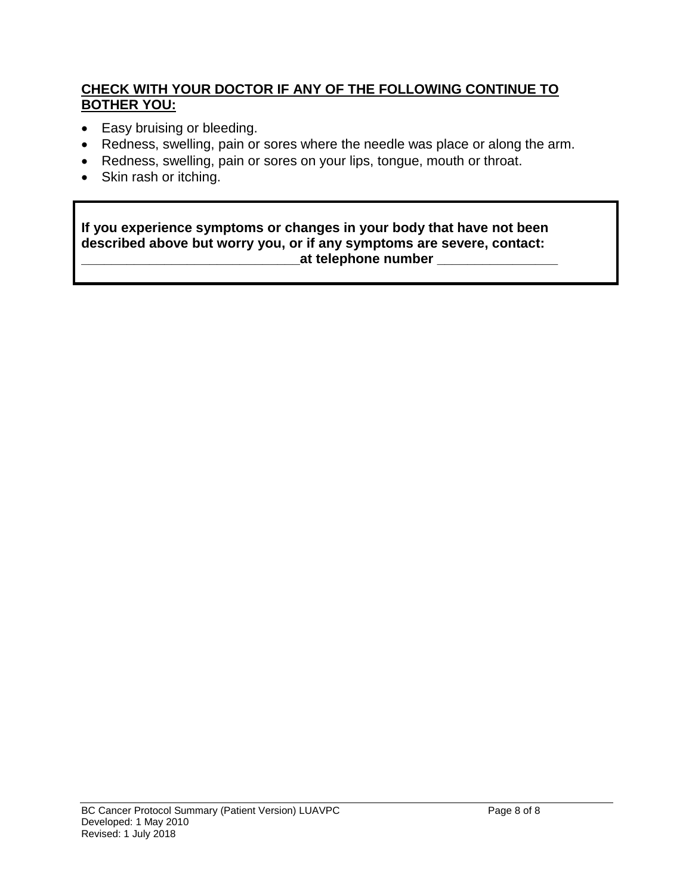**CHECK WITH YOUR DOCTOR IF ANY OF THE FOLLOWING CONTINUE TO BOTHER YOU:**

- Easy bruising or bleeding.
- Redness, swelling, pain or sores where the needle was place or along the arm.
- Redness, swelling, pain or sores on your lips, tongue, mouth or throat.
- Skin rash or itching.

**If you experience symptoms or changes in your body that have not been described above but worry you, or if any symptoms are severe, contact: ______________________________at telephone number ________________**